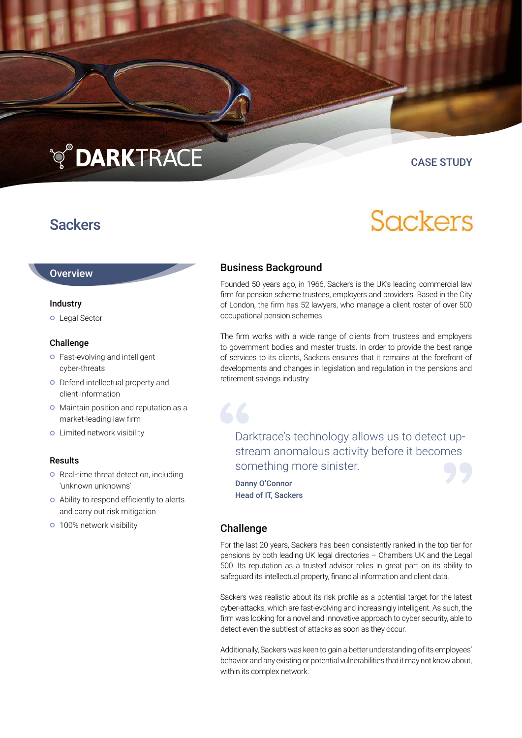DARKTRACE

CASE STUDY

# Sackers

Sackers

## Overview

### Industry

- Legal Sector

### Challenge

- Fast-evolving and intelligent cyber-threats
- Defend intellectual property and client information
- Maintain position and reputation as a market-leading law firm
- Limited network visibility

### Results

- Real-time threat detection, including 'unknown unknowns'
- Ability to respond efficiently to alerts and carry out risk mitigation
- 100% network visibility

## Business Background

Founded 50 years ago, in 1966, Sackers is the UK's leading commercial law firm for pension scheme trustees, employers and providers. Based in the City of London, the firm has 52 lawyers, who manage a client roster of over 500 occupational pension schemes.

The firm works with a wide range of clients from trustees and employers to government bodies and master trusts. In order to provide the best range of services to its clients, Sackers ensures that it remains at the forefront of developments and changes in legislation and regulation in the pensions and retirement savings industry.

> Darktrace's technology allows us to detect up-stream anomalous activity before it becomes something more sinister.
>
> **Danny O'Connor**
> **Head of IT, Sackers**

## Challenge

For the last 20 years, Sackers has been consistently ranked in the top tier for pensions by both leading UK legal directories – Chambers UK and the Legal 500. Its reputation as a trusted advisor relies in great part on its ability to safeguard its intellectual property, financial information and client data.

Sackers was realistic about its risk profile as a potential target for the latest cyber-attacks, which are fast-evolving and increasingly intelligent. As such, the firm was looking for a novel and innovative approach to cyber security, able to detect even the subtlest of attacks as soon as they occur.

Additionally, Sackers was keen to gain a better understanding of its employees' behavior and any existing or potential vulnerabilities that it may not know about, within its complex network.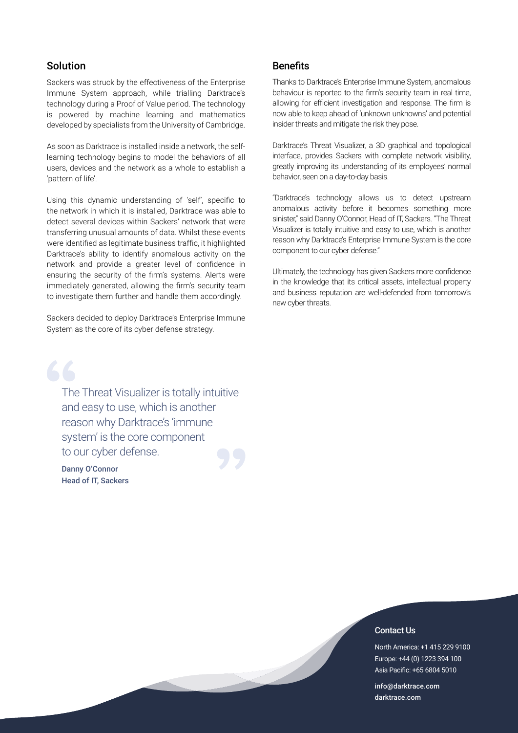## Solution

Sackers was struck by the effectiveness of the Enterprise Immune System approach, while trialling Darktrace's technology during a Proof of Value period. The technology is powered by machine learning and mathematics developed by specialists from the University of Cambridge.

As soon as Darktrace is installed inside a network, the self-learning technology begins to model the behaviors of all users, devices and the network as a whole to establish a 'pattern of life'.

Using this dynamic understanding of 'self', specific to the network in which it is installed, Darktrace was able to detect several devices within Sackers' network that were transferring unusual amounts of data. Whilst these events were identified as legitimate business traffic, it highlighted Darktrace's ability to identify anomalous activity on the network and provide a greater level of confidence in ensuring the security of the firm's systems. Alerts were immediately generated, allowing the firm's security team to investigate them further and handle them accordingly.

Sackers decided to deploy Darktrace's Enterprise Immune System as the core of its cyber defense strategy.

> The Threat Visualizer is totally intuitive and easy to use, which is another reason why Darktrace's 'immune system' is the core component to our cyber defense.
>
> **Danny O'Connor**
> **Head of IT, Sackers**

## Benefits

Thanks to Darktrace's Enterprise Immune System, anomalous behaviour is reported to the firm's security team in real time, allowing for efficient investigation and response. The firm is now able to keep ahead of 'unknown unknowns' and potential insider threats and mitigate the risk they pose.

Darktrace's Threat Visualizer, a 3D graphical and topological interface, provides Sackers with complete network visibility, greatly improving its understanding of its employees' normal behavior, seen on a day-to-day basis.

"Darktrace's technology allows us to detect upstream anomalous activity before it becomes something more sinister," said Danny O'Connor, Head of IT, Sackers. "The Threat Visualizer is totally intuitive and easy to use, which is another reason why Darktrace's Enterprise Immune System is the core component to our cyber defense."

Ultimately, the technology has given Sackers more confidence in the knowledge that its critical assets, intellectual property and business reputation are well-defended from tomorrow's new cyber threats.

### Contact Us

North America: +1 415 229 9100
Europe: +44 (0) 1223 394 100
Asia Pacific: +65 6804 5010

info@darktrace.com
darktrace.com